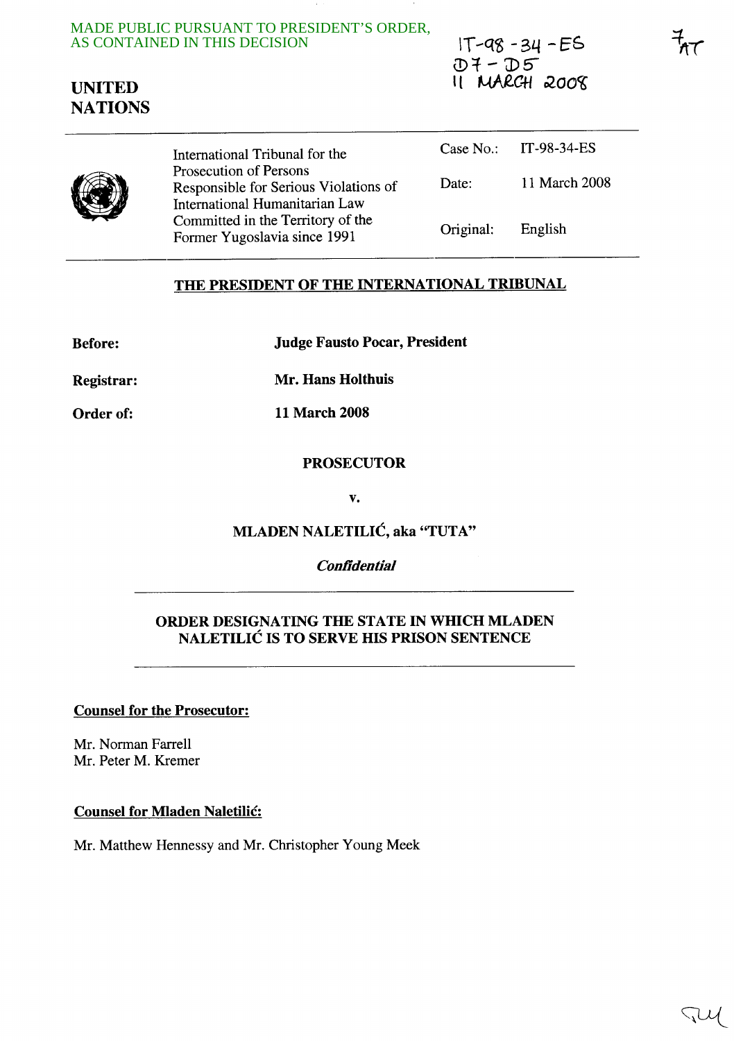MADE PUBLIC PURSUANT TO PRESIDENT'S ORDER, AS CONTAINED IN THIS DECISION

IT-98-34-ES
D7 - D5
11 MARCH 2008

**UNITED NATIONS**

| International Tribunal for the Prosecution of Persons Responsible for Serious Violations of International Humanitarian Law Committed in the Territory of the Former Yugoslavia since 1991 | Case No.: | IT-98-34-ES |
|---|---|---|
| | Date: | 11 March 2008 |
| | Original: | English |

## THE PRESIDENT OF THE INTERNATIONAL TRIBUNAL

**Before:** **Judge Fausto Pocar, President**

**Registrar:** **Mr. Hans Holthuis**

**Order of:** **11 March 2008**

**PROSECUTOR**

**v.**

**MLADEN NALETILIĆ, aka "TUTA"**

***Confidential***

## ORDER DESIGNATING THE STATE IN WHICH MLADEN NALETILIĆ IS TO SERVE HIS PRISON SENTENCE

**Counsel for the Prosecutor:**

Mr. Norman Farrell
Mr. Peter M. Kremer

**Counsel for Mladen Naletilić:**

Mr. Matthew Hennessy and Mr. Christopher Young Meek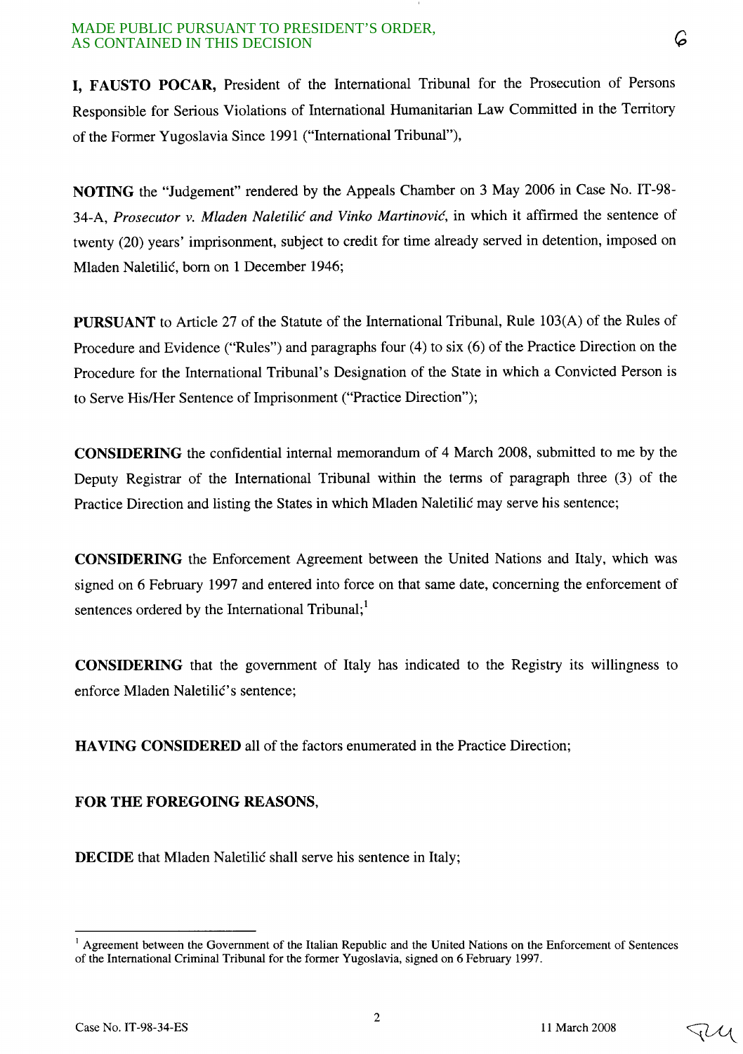**I, FAUSTO POCAR,** President of the International Tribunal for the Prosecution of Persons Responsible for Serious Violations of International Humanitarian Law Committed in the Territory of the Former Yugoslavia Since 1991 ("International Tribunal"),

**NOTING** the "Judgement" rendered by the Appeals Chamber on 3 May 2006 in Case No. IT-98-34-A, *Prosecutor v. Mladen Naletilić and Vinko Martinović*, in which it affirmed the sentence of twenty (20) years' imprisonment, subject to credit for time already served in detention, imposed on Mladen Naletilić, born on 1 December 1946;

**PURSUANT** to Article 27 of the Statute of the International Tribunal, Rule 103(A) of the Rules of Procedure and Evidence ("Rules") and paragraphs four (4) to six (6) of the Practice Direction on the Procedure for the International Tribunal's Designation of the State in which a Convicted Person is to Serve His/Her Sentence of Imprisonment ("Practice Direction");

**CONSIDERING** the confidential internal memorandum of 4 March 2008, submitted to me by the Deputy Registrar of the International Tribunal within the terms of paragraph three (3) of the Practice Direction and listing the States in which Mladen Naletilić may serve his sentence;

**CONSIDERING** the Enforcement Agreement between the United Nations and Italy, which was signed on 6 February 1997 and entered into force on that same date, concerning the enforcement of sentences ordered by the International Tribunal;[1]

**CONSIDERING** that the government of Italy has indicated to the Registry its willingness to enforce Mladen Naletilić's sentence;

**HAVING CONSIDERED** all of the factors enumerated in the Practice Direction;

**FOR THE FOREGOING REASONS,**

**DECIDE** that Mladen Naletilić shall serve his sentence in Italy;

---

[1] Agreement between the Government of the Italian Republic and the United Nations on the Enforcement of Sentences of the International Criminal Tribunal for the former Yugoslavia, signed on 6 February 1997.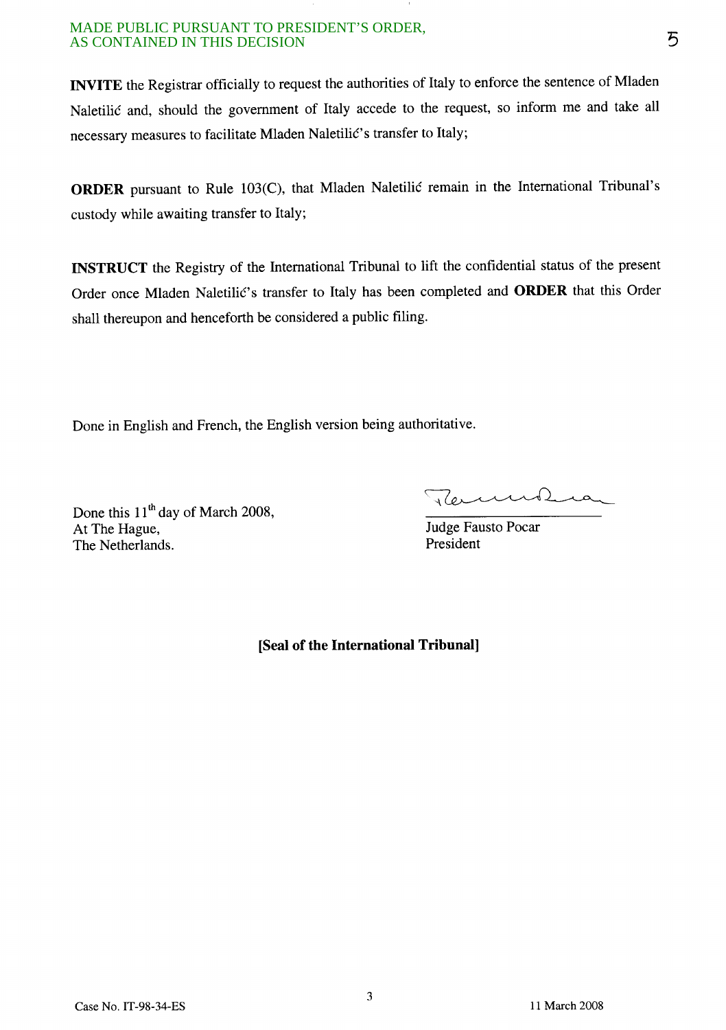**INVITE** the Registrar officially to request the authorities of Italy to enforce the sentence of Mladen Naletilić and, should the government of Italy accede to the request, so inform me and take all necessary measures to facilitate Mladen Naletilić's transfer to Italy;

**ORDER** pursuant to Rule 103(C), that Mladen Naletilić remain in the International Tribunal's custody while awaiting transfer to Italy;

**INSTRUCT** the Registry of the International Tribunal to lift the confidential status of the present Order once Mladen Naletilić's transfer to Italy has been completed and **ORDER** that this Order shall thereupon and henceforth be considered a public filing.

Done in English and French, the English version being authoritative.

Done this 11th day of March 2008,
At The Hague,
The Netherlands.

Judge Fausto Pocar
President

**[Seal of the International Tribunal]**